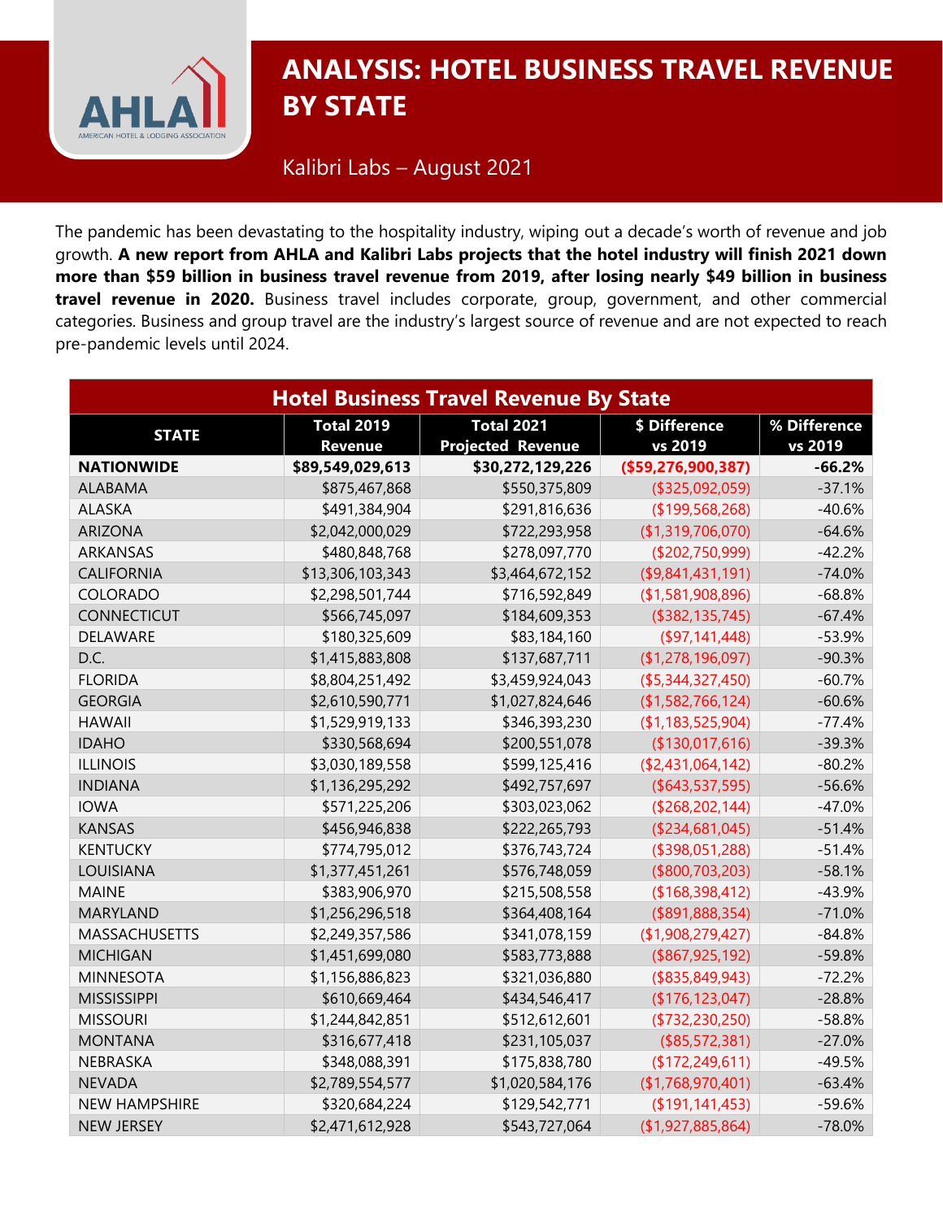# ANALYSIS: HOTEL BUSINESS TRAVEL REVENUE BY STATE

Kalibri Labs – August 2021

The pandemic has been devastating to the hospitality industry, wiping out a decade's worth of revenue and job growth. **A new report from AHLA and Kalibri Labs projects that the hotel industry will finish 2021 down more than $59 billion in business travel revenue from 2019, after losing nearly $49 billion in business travel revenue in 2020.** Business travel includes corporate, group, government, and other commercial categories. Business and group travel are the industry's largest source of revenue and are not expected to reach pre-pandemic levels until 2024.

| Hotel Business Travel Revenue By State | | | | |
|---|---|---|---|---|
| STATE | Total 2019 Revenue | Total 2021 Projected Revenue | $ Difference vs 2019 | % Difference vs 2019 |
| **NATIONWIDE** | **$89,549,029,613** | **$30,272,129,226** | **($59,276,900,387)** | **-66.2%** |
| ALABAMA | $875,467,868 | $550,375,809 | ($325,092,059) | -37.1% |
| ALASKA | $491,384,904 | $291,816,636 | ($199,568,268) | -40.6% |
| ARIZONA | $2,042,000,029 | $722,293,958 | ($1,319,706,070) | -64.6% |
| ARKANSAS | $480,848,768 | $278,097,770 | ($202,750,999) | -42.2% |
| CALIFORNIA | $13,306,103,343 | $3,464,672,152 | ($9,841,431,191) | -74.0% |
| COLORADO | $2,298,501,744 | $716,592,849 | ($1,581,908,896) | -68.8% |
| CONNECTICUT | $566,745,097 | $184,609,353 | ($382,135,745) | -67.4% |
| DELAWARE | $180,325,609 | $83,184,160 | ($97,141,448) | -53.9% |
| D.C. | $1,415,883,808 | $137,687,711 | ($1,278,196,097) | -90.3% |
| FLORIDA | $8,804,251,492 | $3,459,924,043 | ($5,344,327,450) | -60.7% |
| GEORGIA | $2,610,590,771 | $1,027,824,646 | ($1,582,766,124) | -60.6% |
| HAWAII | $1,529,919,133 | $346,393,230 | ($1,183,525,904) | -77.4% |
| IDAHO | $330,568,694 | $200,551,078 | ($130,017,616) | -39.3% |
| ILLINOIS | $3,030,189,558 | $599,125,416 | ($2,431,064,142) | -80.2% |
| INDIANA | $1,136,295,292 | $492,757,697 | ($643,537,595) | -56.6% |
| IOWA | $571,225,206 | $303,023,062 | ($268,202,144) | -47.0% |
| KANSAS | $456,946,838 | $222,265,793 | ($234,681,045) | -51.4% |
| KENTUCKY | $774,795,012 | $376,743,724 | ($398,051,288) | -51.4% |
| LOUISIANA | $1,377,451,261 | $576,748,059 | ($800,703,203) | -58.1% |
| MAINE | $383,906,970 | $215,508,558 | ($168,398,412) | -43.9% |
| MARYLAND | $1,256,296,518 | $364,408,164 | ($891,888,354) | -71.0% |
| MASSACHUSETTS | $2,249,357,586 | $341,078,159 | ($1,908,279,427) | -84.8% |
| MICHIGAN | $1,451,699,080 | $583,773,888 | ($867,925,192) | -59.8% |
| MINNESOTA | $1,156,886,823 | $321,036,880 | ($835,849,943) | -72.2% |
| MISSISSIPPI | $610,669,464 | $434,546,417 | ($176,123,047) | -28.8% |
| MISSOURI | $1,244,842,851 | $512,612,601 | ($732,230,250) | -58.8% |
| MONTANA | $316,677,418 | $231,105,037 | ($85,572,381) | -27.0% |
| NEBRASKA | $348,088,391 | $175,838,780 | ($172,249,611) | -49.5% |
| NEVADA | $2,789,554,577 | $1,020,584,176 | ($1,768,970,401) | -63.4% |
| NEW HAMPSHIRE | $320,684,224 | $129,542,771 | ($191,141,453) | -59.6% |
| NEW JERSEY | $2,471,612,928 | $543,727,064 | ($1,927,885,864) | -78.0% |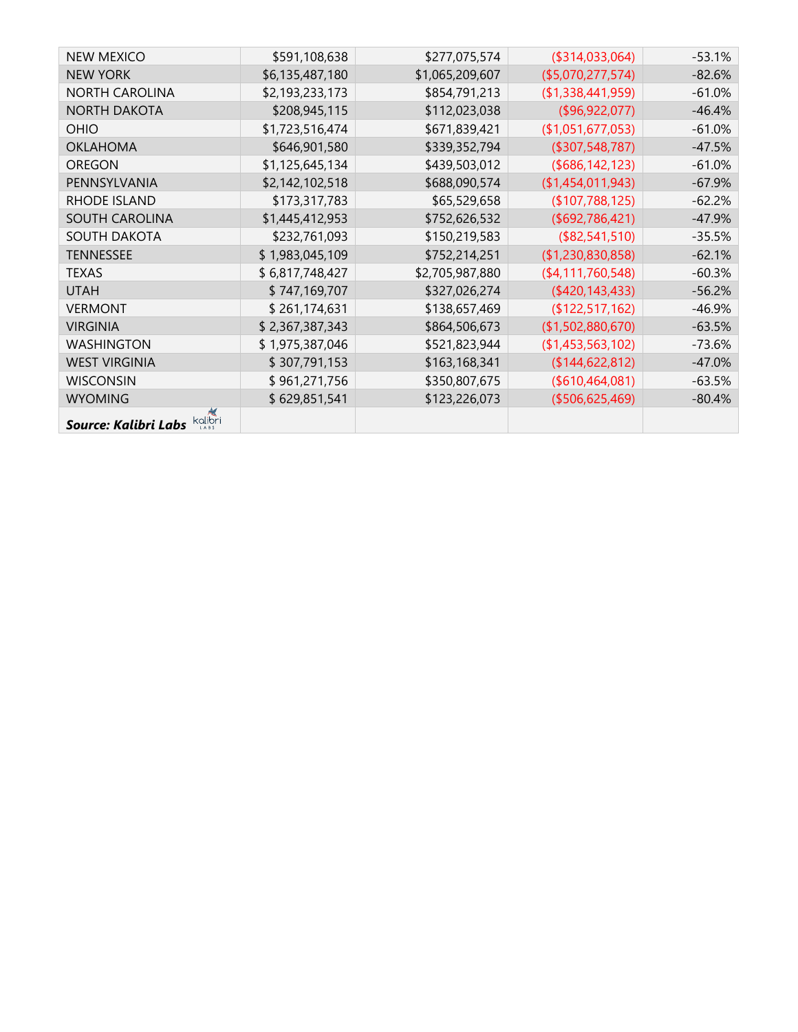| | | | | |
|---|---|---|---|---|
| NEW MEXICO | $591,108,638 | $277,075,574 | ($314,033,064) | -53.1% |
| NEW YORK | $6,135,487,180 | $1,065,209,607 | ($5,070,277,574) | -82.6% |
| NORTH CAROLINA | $2,193,233,173 | $854,791,213 | ($1,338,441,959) | -61.0% |
| NORTH DAKOTA | $208,945,115 | $112,023,038 | ($96,922,077) | -46.4% |
| OHIO | $1,723,516,474 | $671,839,421 | ($1,051,677,053) | -61.0% |
| OKLAHOMA | $646,901,580 | $339,352,794 | ($307,548,787) | -47.5% |
| OREGON | $1,125,645,134 | $439,503,012 | ($686,142,123) | -61.0% |
| PENNSYLVANIA | $2,142,102,518 | $688,090,574 | ($1,454,011,943) | -67.9% |
| RHODE ISLAND | $173,317,783 | $65,529,658 | ($107,788,125) | -62.2% |
| SOUTH CAROLINA | $1,445,412,953 | $752,626,532 | ($692,786,421) | -47.9% |
| SOUTH DAKOTA | $232,761,093 | $150,219,583 | ($82,541,510) | -35.5% |
| TENNESSEE | $ 1,983,045,109 | $752,214,251 | ($1,230,830,858) | -62.1% |
| TEXAS | $ 6,817,748,427 | $2,705,987,880 | ($4,111,760,548) | -60.3% |
| UTAH | $ 747,169,707 | $327,026,274 | ($420,143,433) | -56.2% |
| VERMONT | $ 261,174,631 | $138,657,469 | ($122,517,162) | -46.9% |
| VIRGINIA | $ 2,367,387,343 | $864,506,673 | ($1,502,880,670) | -63.5% |
| WASHINGTON | $ 1,975,387,046 | $521,823,944 | ($1,453,563,102) | -73.6% |
| WEST VIRGINIA | $ 307,791,153 | $163,168,341 | ($144,622,812) | -47.0% |
| WISCONSIN | $ 961,271,756 | $350,807,675 | ($610,464,081) | -63.5% |
| WYOMING | $ 629,851,541 | $123,226,073 | ($506,625,469) | -80.4% |
| ***Source: Kalibri Labs*** | | | | |